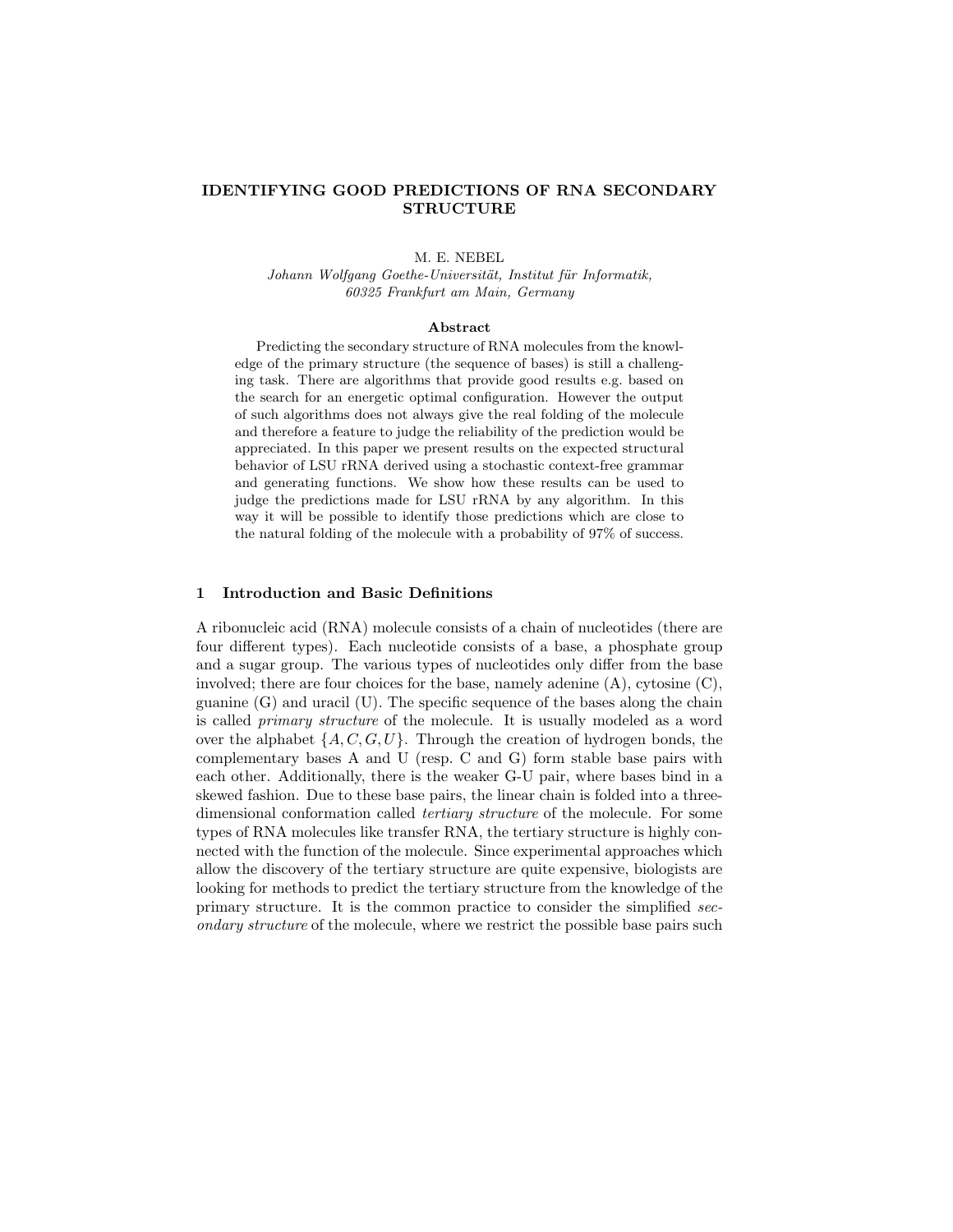# IDENTIFYING GOOD PREDICTIONS OF RNA SECONDARY STRUCTURE

M. E. NEBEL

*Johann Wolfgang Goethe-Universität, Institut für Informatik, 60325 Frankfurt am Main, Germany*

### Abstract

Predicting the secondary structure of RNA molecules from the knowledge of the primary structure (the sequence of bases) is still a challenging task. There are algorithms that provide good results e.g. based on the search for an energetic optimal configuration. However the output of such algorithms does not always give the real folding of the molecule and therefore a feature to judge the reliability of the prediction would be appreciated. In this paper we present results on the expected structural behavior of LSU rRNA derived using a stochastic context-free grammar and generating functions. We show how these results can be used to judge the predictions made for LSU rRNA by any algorithm. In this way it will be possible to identify those predictions which are close to the natural folding of the molecule with a probability of 97% of success.

## 1 Introduction and Basic Definitions

A ribonucleic acid (RNA) molecule consists of a chain of nucleotides (there are four different types). Each nucleotide consists of a base, a phosphate group and a sugar group. The various types of nucleotides only differ from the base involved; there are four choices for the base, namely adenine (A), cytosine (C), guanine (G) and uracil (U). The specific sequence of the bases along the chain is called *primary structure* of the molecule. It is usually modeled as a word over the alphabet $\{A, C, G, U\}$. Through the creation of hydrogen bonds, the complementary bases A and U (resp. C and G) form stable base pairs with each other. Additionally, there is the weaker G-U pair, where bases bind in a skewed fashion. Due to these base pairs, the linear chain is folded into a three-dimensional conformation called *tertiary structure* of the molecule. For some types of RNA molecules like transfer RNA, the tertiary structure is highly connected with the function of the molecule. Since experimental approaches which allow the discovery of the tertiary structure are quite expensive, biologists are looking for methods to predict the tertiary structure from the knowledge of the primary structure. It is the common practice to consider the simplified *secondary structure* of the molecule, where we restrict the possible base pairs such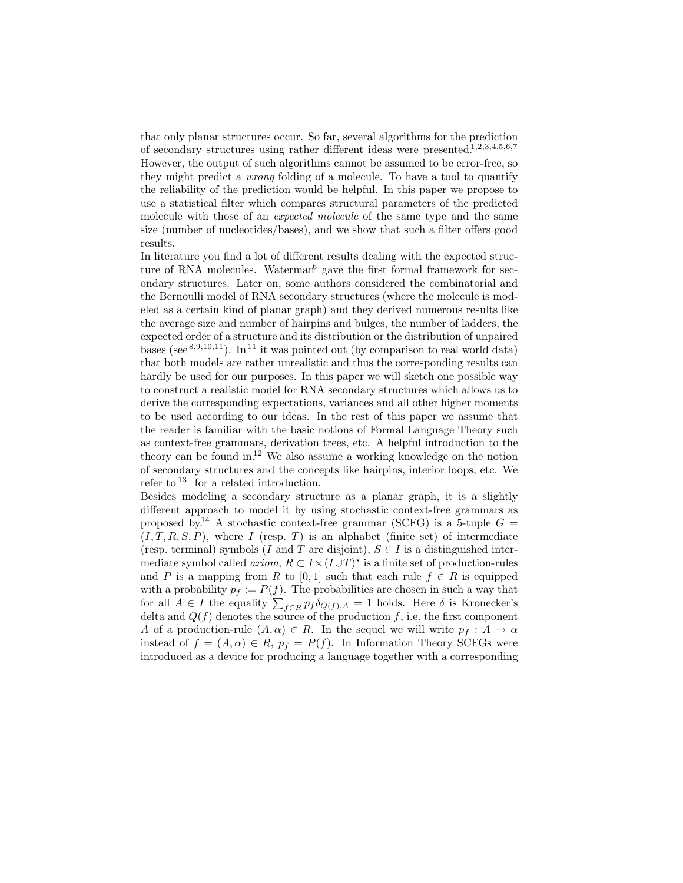that only planar structures occur. So far, several algorithms for the prediction of secondary structures using rather different ideas were presented.[1,2,3,4,5,6,7] However, the output of such algorithms cannot be assumed to be error-free, so they might predict a *wrong* folding of a molecule. To have a tool to quantify the reliability of the prediction would be helpful. In this paper we propose to use a statistical filter which compares structural parameters of the predicted molecule with those of an *expected molecule* of the same type and the same size (number of nucleotides/bases), and we show that such a filter offers good results.

In literature you find a lot of different results dealing with the expected structure of RNA molecules. Waterman[6] gave the first formal framework for secondary structures. Later on, some authors considered the combinatorial and the Bernoulli model of RNA secondary structures (where the molecule is modeled as a certain kind of planar graph) and they derived numerous results like the average size and number of hairpins and bulges, the number of ladders, the expected order of a structure and its distribution or the distribution of unpaired bases (see[8,9,10,11]). In[11] it was pointed out (by comparison to real world data) that both models are rather unrealistic and thus the corresponding results can hardly be used for our purposes. In this paper we will sketch one possible way to construct a realistic model for RNA secondary structures which allows us to derive the corresponding expectations, variances and all other higher moments to be used according to our ideas. In the rest of this paper we assume that the reader is familiar with the basic notions of Formal Language Theory such as context-free grammars, derivation trees, etc. A helpful introduction to the theory can be found in.[12] We also assume a working knowledge on the notion of secondary structures and the concepts like hairpins, interior loops, etc. We refer to[13] for a related introduction.

Besides modeling a secondary structure as a planar graph, it is a slightly different approach to model it by using stochastic context-free grammars as proposed by.[14] A stochastic context-free grammar (SCFG) is a 5-tuple $G = (I, T, R, S, P)$, where $I$ (resp. $T$) is an alphabet (finite set) of intermediate (resp. terminal) symbols ($I$ and $T$ are disjoint), $S \in I$ is a distinguished intermediate symbol called *axiom*, $R \subset I \times (I \cup T)^\star$ is a finite set of production-rules and $P$ is a mapping from $R$ to $[0, 1]$ such that each rule $f \in R$ is equipped with a probability $p_f := P(f)$. The probabilities are chosen in such a way that for all $A \in I$ the equality $\sum_{f \in R} p_f \delta_{Q(f),A} = 1$ holds. Here $\delta$ is Kronecker's delta and $Q(f)$ denotes the source of the production $f$, i.e. the first component $A$ of a production-rule $(A, \alpha) \in R$. In the sequel we will write $p_f : A \to \alpha$ instead of $f = (A, \alpha) \in R$, $p_f = P(f)$. In Information Theory SCFGs were introduced as a device for producing a language together with a corresponding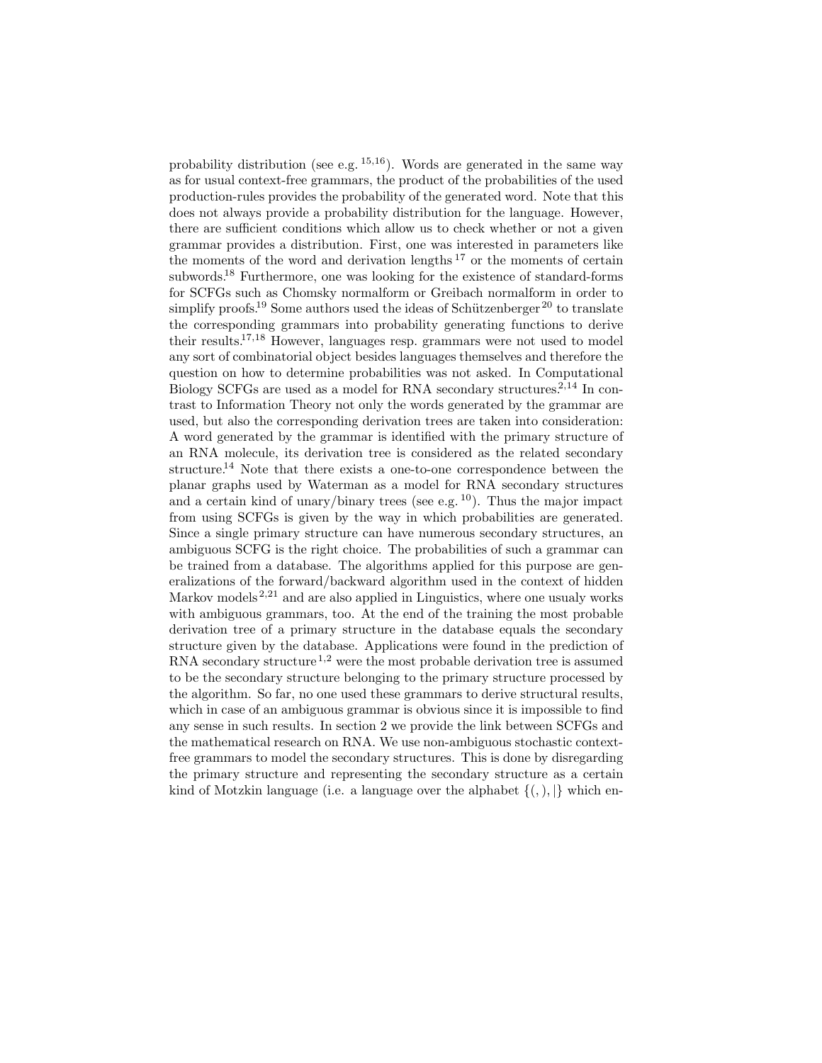probability distribution (see e.g. [15,16]). Words are generated in the same way as for usual context-free grammars, the product of the probabilities of the used production-rules provides the probability of the generated word. Note that this does not always provide a probability distribution for the language. However, there are sufficient conditions which allow us to check whether or not a given grammar provides a distribution. First, one was interested in parameters like the moments of the word and derivation lengths [17] or the moments of certain subwords.[18] Furthermore, one was looking for the existence of standard-forms for SCFGs such as Chomsky normalform or Greibach normalform in order to simplify proofs.[19] Some authors used the ideas of Schützenberger [20] to translate the corresponding grammars into probability generating functions to derive their results.[17,18] However, languages resp. grammars were not used to model any sort of combinatorial object besides languages themselves and therefore the question on how to determine probabilities was not asked. In Computational Biology SCFGs are used as a model for RNA secondary structures.[2,14] In contrast to Information Theory not only the words generated by the grammar are used, but also the corresponding derivation trees are taken into consideration: A word generated by the grammar is identified with the primary structure of an RNA molecule, its derivation tree is considered as the related secondary structure.[14] Note that there exists a one-to-one correspondence between the planar graphs used by Waterman as a model for RNA secondary structures and a certain kind of unary/binary trees (see e.g. [10]). Thus the major impact from using SCFGs is given by the way in which probabilities are generated. Since a single primary structure can have numerous secondary structures, an ambiguous SCFG is the right choice. The probabilities of such a grammar can be trained from a database. The algorithms applied for this purpose are generalizations of the forward/backward algorithm used in the context of hidden Markov models [2,21] and are also applied in Linguistics, where one usualy works with ambiguous grammars, too. At the end of the training the most probable derivation tree of a primary structure in the database equals the secondary structure given by the database. Applications were found in the prediction of RNA secondary structure [1,2] were the most probable derivation tree is assumed to be the secondary structure belonging to the primary structure processed by the algorithm. So far, no one used these grammars to derive structural results, which in case of an ambiguous grammar is obvious since it is impossible to find any sense in such results. In section 2 we provide the link between SCFGs and the mathematical research on RNA. We use non-ambiguous stochastic context-free grammars to model the secondary structures. This is done by disregarding the primary structure and representing the secondary structure as a certain kind of Motzkin language (i.e. a language over the alphabet $\{(,),|\}$ which en-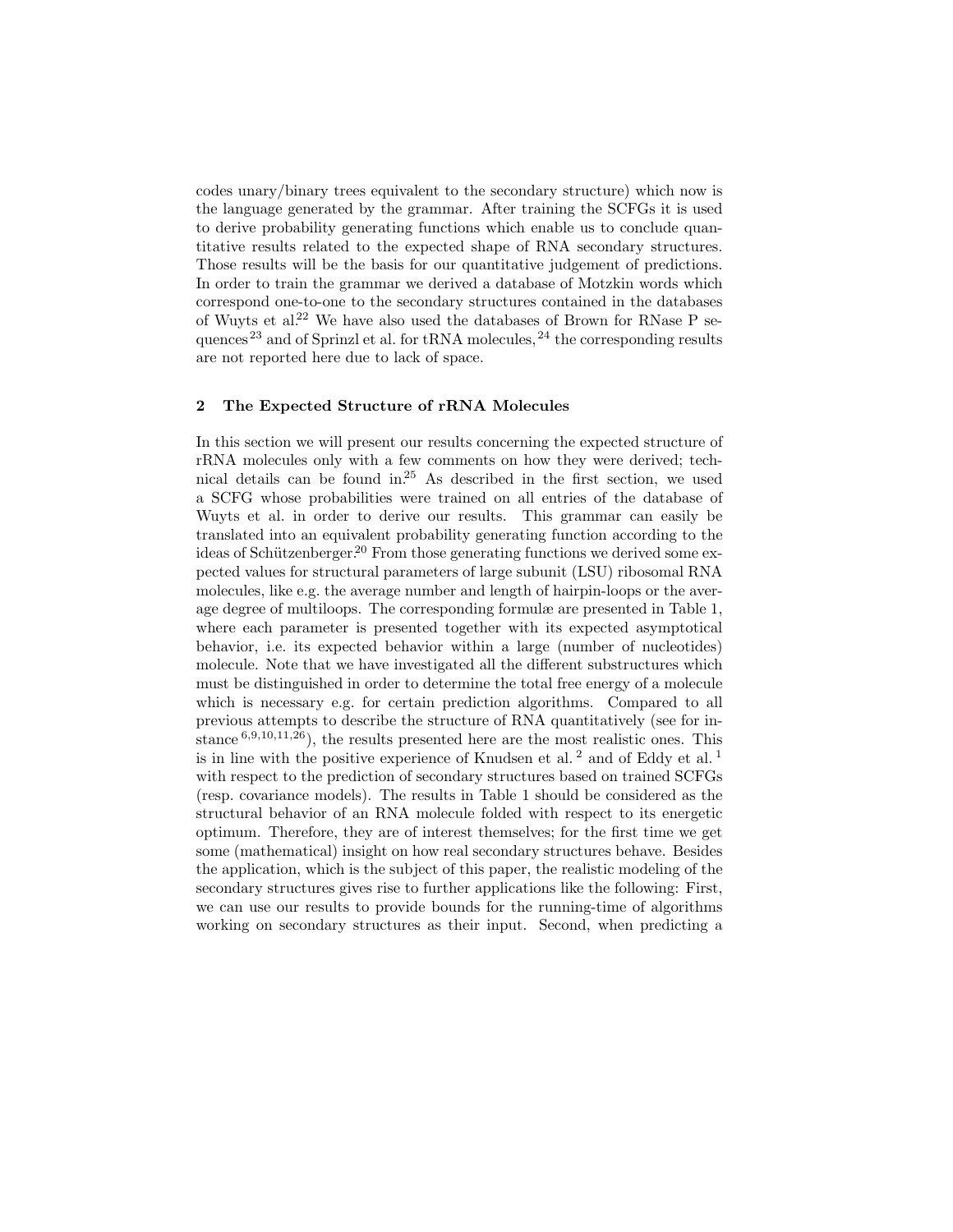codes unary/binary trees equivalent to the secondary structure) which now is the language generated by the grammar. After training the SCFGs it is used to derive probability generating functions which enable us to conclude quantitative results related to the expected shape of RNA secondary structures. Those results will be the basis for our quantitative judgement of predictions. In order to train the grammar we derived a database of Motzkin words which correspond one-to-one to the secondary structures contained in the databases of Wuyts et al.[22] We have also used the databases of Brown for RNase P sequences[23] and of Sprinzl et al. for tRNA molecules,[24] the corresponding results are not reported here due to lack of space.

## 2 The Expected Structure of rRNA Molecules

In this section we will present our results concerning the expected structure of rRNA molecules only with a few comments on how they were derived; technical details can be found in.[25] As described in the first section, we used a SCFG whose probabilities were trained on all entries of the database of Wuyts et al. in order to derive our results. This grammar can easily be translated into an equivalent probability generating function according to the ideas of Schützenberger.[20] From those generating functions we derived some expected values for structural parameters of large subunit (LSU) ribosomal RNA molecules, like e.g. the average number and length of hairpin-loops or the average degree of multiloops. The corresponding formulæ are presented in Table 1, where each parameter is presented together with its expected asymptotical behavior, i.e. its expected behavior within a large (number of nucleotides) molecule. Note that we have investigated all the different substructures which must be distinguished in order to determine the total free energy of a molecule which is necessary e.g. for certain prediction algorithms. Compared to all previous attempts to describe the structure of RNA quantitatively (see for instance [6,9,10,11,26]), the results presented here are the most realistic ones. This is in line with the positive experience of Knudsen et al.[2] and of Eddy et al.[1] with respect to the prediction of secondary structures based on trained SCFGs (resp. covariance models). The results in Table 1 should be considered as the structural behavior of an RNA molecule folded with respect to its energetic optimum. Therefore, they are of interest themselves; for the first time we get some (mathematical) insight on how real secondary structures behave. Besides the application, which is the subject of this paper, the realistic modeling of the secondary structures gives rise to further applications like the following: First, we can use our results to provide bounds for the running-time of algorithms working on secondary structures as their input. Second, when predicting a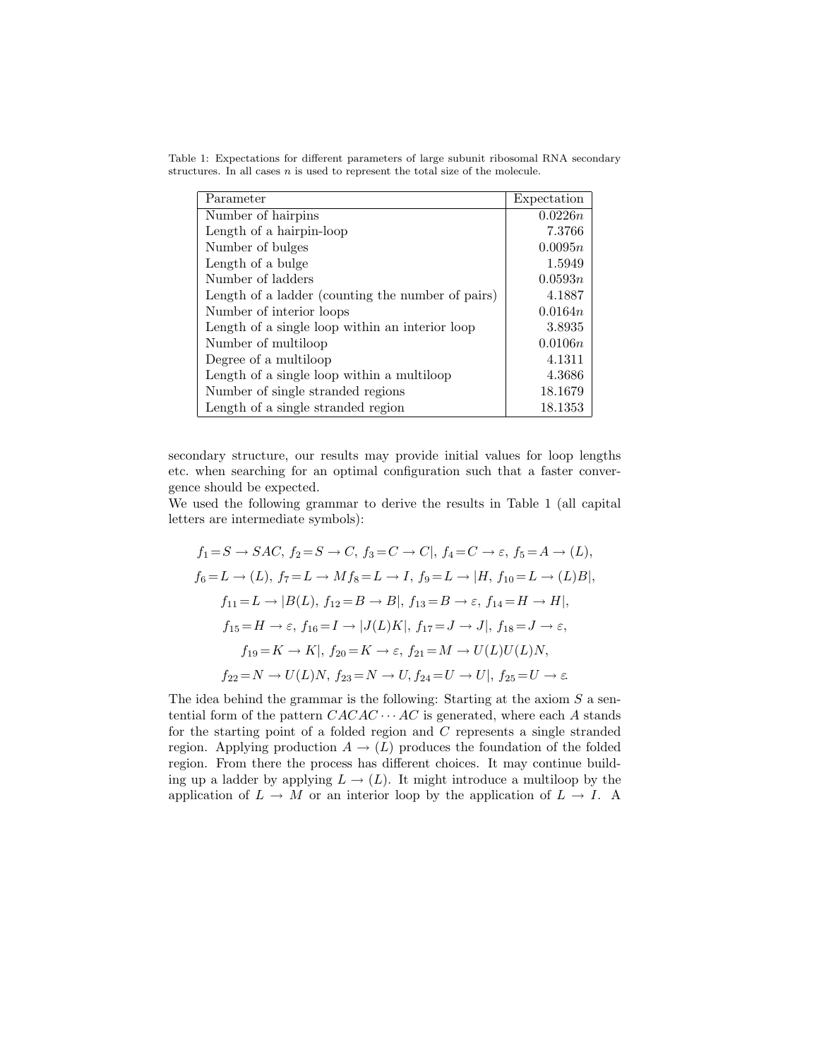Table 1: Expectations for different parameters of large subunit ribosomal RNA secondary structures. In all cases $n$ is used to represent the total size of the molecule.

| Parameter | Expectation |
|---|---|
| Number of hairpins | $0.0226n$ |
| Length of a hairpin-loop | 7.3766 |
| Number of bulges | $0.0095n$ |
| Length of a bulge | 1.5949 |
| Number of ladders | $0.0593n$ |
| Length of a ladder (counting the number of pairs) | 4.1887 |
| Number of interior loops | $0.0164n$ |
| Length of a single loop within an interior loop | 3.8935 |
| Number of multiloop | $0.0106n$ |
| Degree of a multiloop | 4.1311 |
| Length of a single loop within a multiloop | 4.3686 |
| Number of single stranded regions | 18.1679 |
| Length of a single stranded region | 18.1353 |

secondary structure, our results may provide initial values for loop lengths etc. when searching for an optimal configuration such that a faster convergence should be expected.

We used the following grammar to derive the results in Table 1 (all capital letters are intermediate symbols):

$$f_1 = S \to SAC,\ f_2 = S \to C,\ f_3 = C \to C|,\ f_4 = C \to \varepsilon,\ f_5 = A \to (L),$$

$$f_6 = L \to (L),\ f_7 = L \to M f_8 = L \to I,\ f_9 = L \to |H,\ f_{10} = L \to (L)B|,$$

$$f_{11} = L \to |B(L),\ f_{12} = B \to B|,\ f_{13} = B \to \varepsilon,\ f_{14} = H \to H|,$$

$$f_{15} = H \to \varepsilon,\ f_{16} = I \to |J(L)K|,\ f_{17} = J \to J|,\ f_{18} = J \to \varepsilon,$$

$$f_{19} = K \to K|,\ f_{20} = K \to \varepsilon,\ f_{21} = M \to U(L)U(L)N,$$

$$f_{22} = N \to U(L)N,\ f_{23} = N \to U,\ f_{24} = U \to U|,\ f_{25} = U \to \varepsilon.$$

The idea behind the grammar is the following: Starting at the axiom $S$ a sentential form of the pattern $CACAC \cdots AC$ is generated, where each $A$ stands for the starting point of a folded region and $C$ represents a single stranded region. Applying production $A \to (L)$ produces the foundation of the folded region. From there the process has different choices. It may continue building up a ladder by applying $L \to (L)$. It might introduce a multiloop by the application of $L \to M$ or an interior loop by the application of $L \to I$. A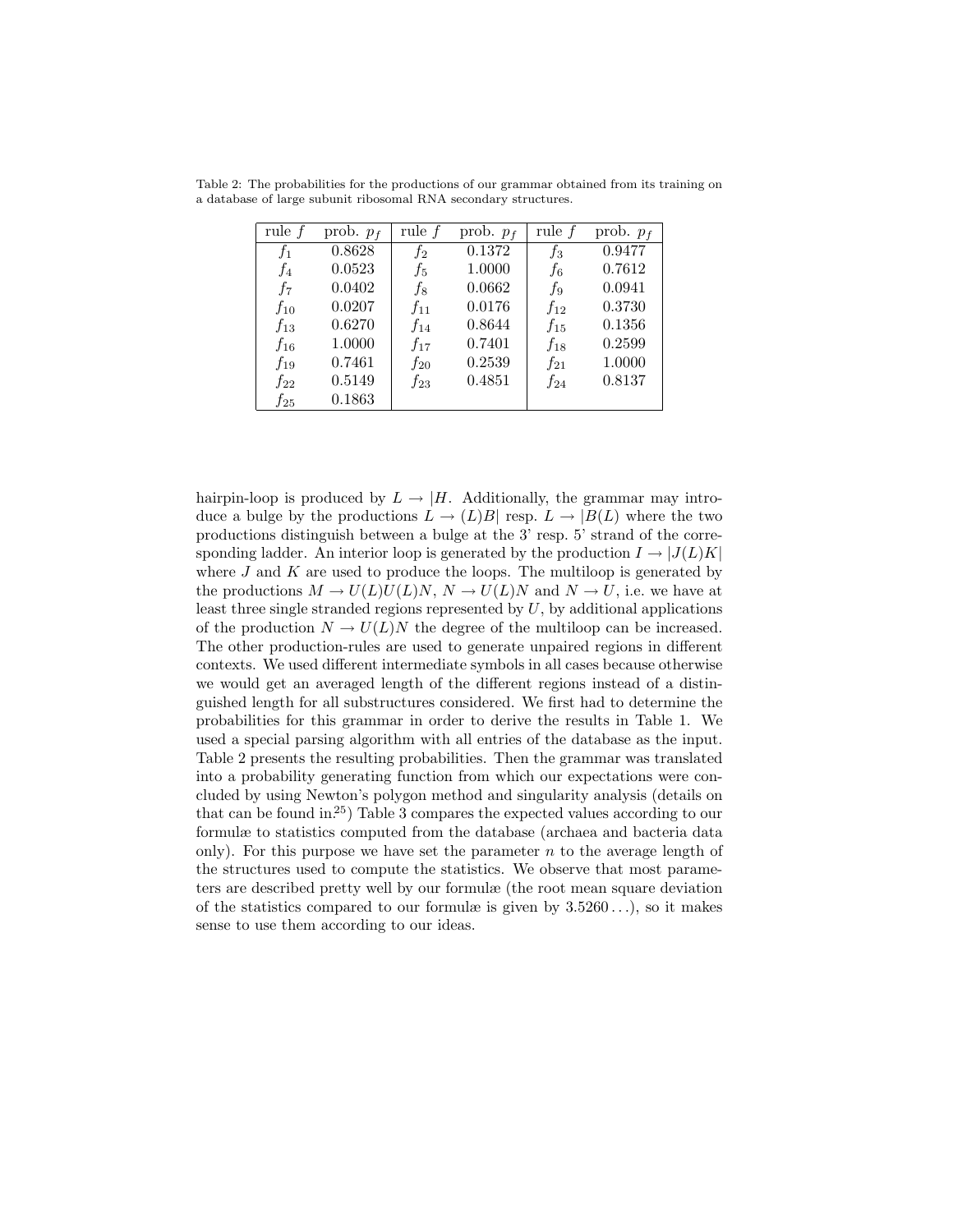Table 2: The probabilities for the productions of our grammar obtained from its training on a database of large subunit ribosomal RNA secondary structures.

| rule $f$ | prob. $p_f$ | rule $f$ | prob. $p_f$ | rule $f$ | prob. $p_f$ |
|---|---|---|---|---|---|
| $f_1$ | 0.8628 | $f_2$ | 0.1372 | $f_3$ | 0.9477 |
| $f_4$ | 0.0523 | $f_5$ | 1.0000 | $f_6$ | 0.7612 |
| $f_7$ | 0.0402 | $f_8$ | 0.0662 | $f_9$ | 0.0941 |
| $f_{10}$ | 0.0207 | $f_{11}$ | 0.0176 | $f_{12}$ | 0.3730 |
| $f_{13}$ | 0.6270 | $f_{14}$ | 0.8644 | $f_{15}$ | 0.1356 |
| $f_{16}$ | 1.0000 | $f_{17}$ | 0.7401 | $f_{18}$ | 0.2599 |
| $f_{19}$ | 0.7461 | $f_{20}$ | 0.2539 | $f_{21}$ | 1.0000 |
| $f_{22}$ | 0.5149 | $f_{23}$ | 0.4851 | $f_{24}$ | 0.8137 |
| $f_{25}$ | 0.1863 | | | | |

hairpin-loop is produced by $L \to |H$. Additionally, the grammar may introduce a bulge by the productions $L \to (L)B|$ resp. $L \to |B(L)$ where the two productions distinguish between a bulge at the 3' resp. 5' strand of the corresponding ladder. An interior loop is generated by the production $I \to |J(L)K|$ where $J$ and $K$ are used to produce the loops. The multiloop is generated by the productions $M \to U(L)U(L)N$, $N \to U(L)N$ and $N \to U$, i.e. we have at least three single stranded regions represented by $U$, by additional applications of the production $N \to U(L)N$ the degree of the multiloop can be increased. The other production-rules are used to generate unpaired regions in different contexts. We used different intermediate symbols in all cases because otherwise we would get an averaged length of the different regions instead of a distinguished length for all substructures considered. We first had to determine the probabilities for this grammar in order to derive the results in Table 1. We used a special parsing algorithm with all entries of the database as the input. Table 2 presents the resulting probabilities. Then the grammar was translated into a probability generating function from which our expectations were concluded by using Newton's polygon method and singularity analysis (details on that can be found in.[25]) Table 3 compares the expected values according to our formulæ to statistics computed from the database (archaea and bacteria data only). For this purpose we have set the parameter $n$ to the average length of the structures used to compute the statistics. We observe that most parameters are described pretty well by our formulæ (the root mean square deviation of the statistics compared to our formulæ is given by $3.5260\ldots$), so it makes sense to use them according to our ideas.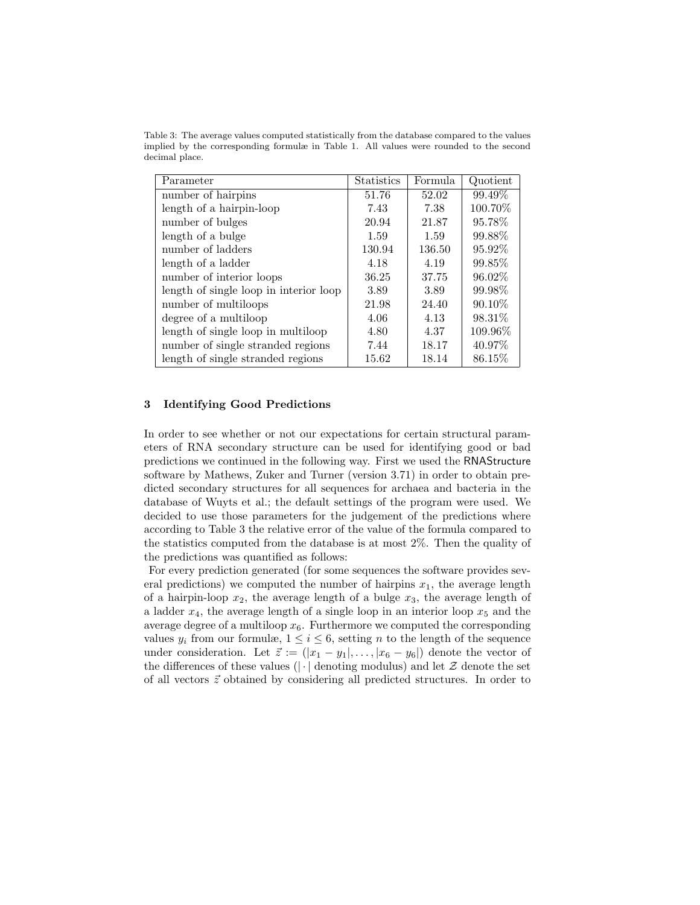Table 3: The average values computed statistically from the database compared to the values implied by the corresponding formulæ in Table 1. All values were rounded to the second decimal place.

| Parameter | Statistics | Formula | Quotient |
|---|---|---|---|
| number of hairpins | 51.76 | 52.02 | 99.49% |
| length of a hairpin-loop | 7.43 | 7.38 | 100.70% |
| number of bulges | 20.94 | 21.87 | 95.78% |
| length of a bulge | 1.59 | 1.59 | 99.88% |
| number of ladders | 130.94 | 136.50 | 95.92% |
| length of a ladder | 4.18 | 4.19 | 99.85% |
| number of interior loops | 36.25 | 37.75 | 96.02% |
| length of single loop in interior loop | 3.89 | 3.89 | 99.98% |
| number of multiloops | 21.98 | 24.40 | 90.10% |
| degree of a multiloop | 4.06 | 4.13 | 98.31% |
| length of single loop in multiloop | 4.80 | 4.37 | 109.96% |
| number of single stranded regions | 7.44 | 18.17 | 40.97% |
| length of single stranded regions | 15.62 | 18.14 | 86.15% |

## 3 Identifying Good Predictions

In order to see whether or not our expectations for certain structural parameters of RNA secondary structure can be used for identifying good or bad predictions we continued in the following way. First we used the RNAStructure software by Mathews, Zuker and Turner (version 3.71) in order to obtain predicted secondary structures for all sequences for archaea and bacteria in the database of Wuyts et al.; the default settings of the program were used. We decided to use those parameters for the judgement of the predictions where according to Table 3 the relative error of the value of the formula compared to the statistics computed from the database is at most 2%. Then the quality of the predictions was quantified as follows:

For every prediction generated (for some sequences the software provides several predictions) we computed the number of hairpins $x_1$, the average length of a hairpin-loop $x_2$, the average length of a bulge $x_3$, the average length of a ladder $x_4$, the average length of a single loop in an interior loop $x_5$ and the average degree of a multiloop $x_6$. Furthermore we computed the corresponding values $y_i$ from our formulæ, $1 \leq i \leq 6$, setting $n$ to the length of the sequence under consideration. Let $\vec{z} := (|x_1 - y_1|, \ldots, |x_6 - y_6|)$ denote the vector of the differences of these values ($|\cdot|$ denoting modulus) and let $\mathcal{Z}$ denote the set of all vectors $\vec{z}$ obtained by considering all predicted structures. In order to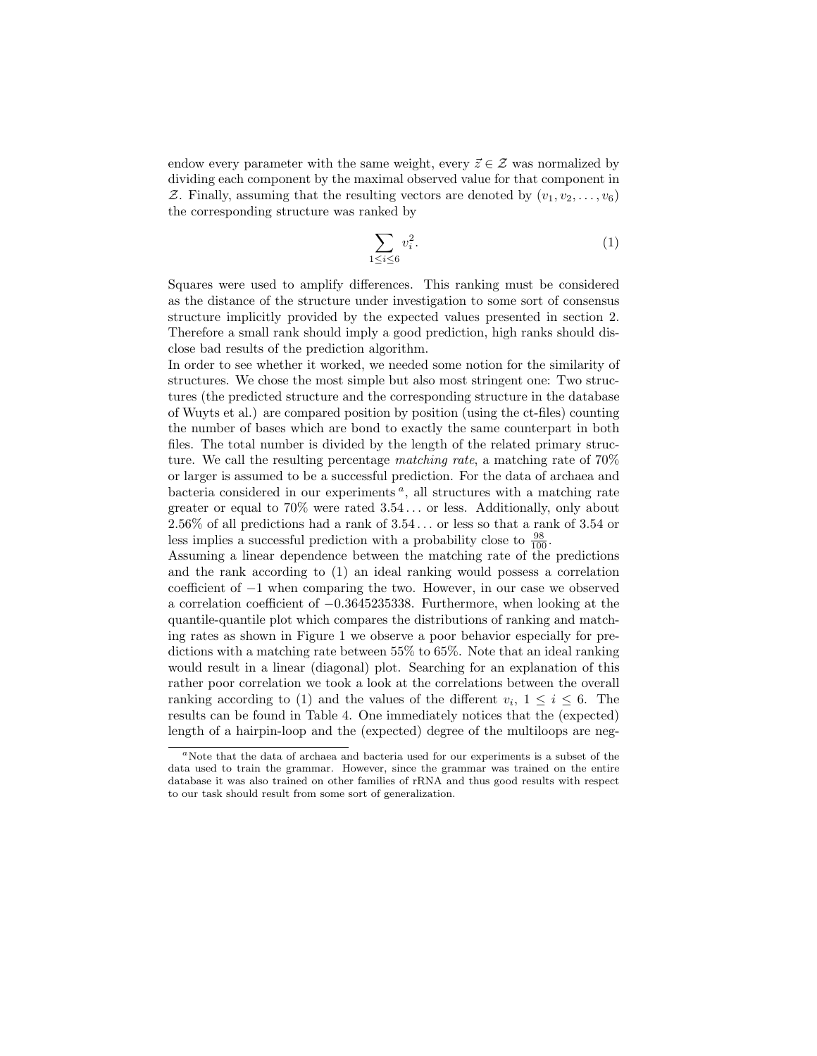endow every parameter with the same weight, every $\vec{z} \in \mathcal{Z}$ was normalized by dividing each component by the maximal observed value for that component in $\mathcal{Z}$. Finally, assuming that the resulting vectors are denoted by $(v_1, v_2, \ldots, v_6)$ the corresponding structure was ranked by

$$\sum_{1 \leq i \leq 6} v_i^2. \tag{1}$$

Squares were used to amplify differences. This ranking must be considered as the distance of the structure under investigation to some sort of consensus structure implicitly provided by the expected values presented in section 2. Therefore a small rank should imply a good prediction, high ranks should disclose bad results of the prediction algorithm.

In order to see whether it worked, we needed some notion for the similarity of structures. We chose the most simple but also most stringent one: Two structures (the predicted structure and the corresponding structure in the database of Wuyts et al.) are compared position by position (using the ct-files) counting the number of bases which are bond to exactly the same counterpart in both files. The total number is divided by the length of the related primary structure. We call the resulting percentage *matching rate*, a matching rate of 70% or larger is assumed to be a successful prediction. For the data of archaea and bacteria considered in our experiments [a], all structures with a matching rate greater or equal to 70% were rated $3.54\ldots$ or less. Additionally, only about 2.56% of all predictions had a rank of $3.54\ldots$ or less so that a rank of 3.54 or less implies a successful prediction with a probability close to $\frac{98}{100}$.

Assuming a linear dependence between the matching rate of the predictions and the rank according to (1) an ideal ranking would possess a correlation coefficient of $-1$ when comparing the two. However, in our case we observed a correlation coefficient of $-0.3645235338$. Furthermore, when looking at the quantile-quantile plot which compares the distributions of ranking and matching rates as shown in Figure 1 we observe a poor behavior especially for predictions with a matching rate between 55% to 65%. Note that an ideal ranking would result in a linear (diagonal) plot. Searching for an explanation of this rather poor correlation we took a look at the correlations between the overall ranking according to (1) and the values of the different $v_i$, $1 \leq i \leq 6$. The results can be found in Table 4. One immediately notices that the (expected) length of a hairpin-loop and the (expected) degree of the multiloops are neg-

[a] Note that the data of archaea and bacteria used for our experiments is a subset of the data used to train the grammar. However, since the grammar was trained on the entire database it was also trained on other families of rRNA and thus good results with respect to our task should result from some sort of generalization.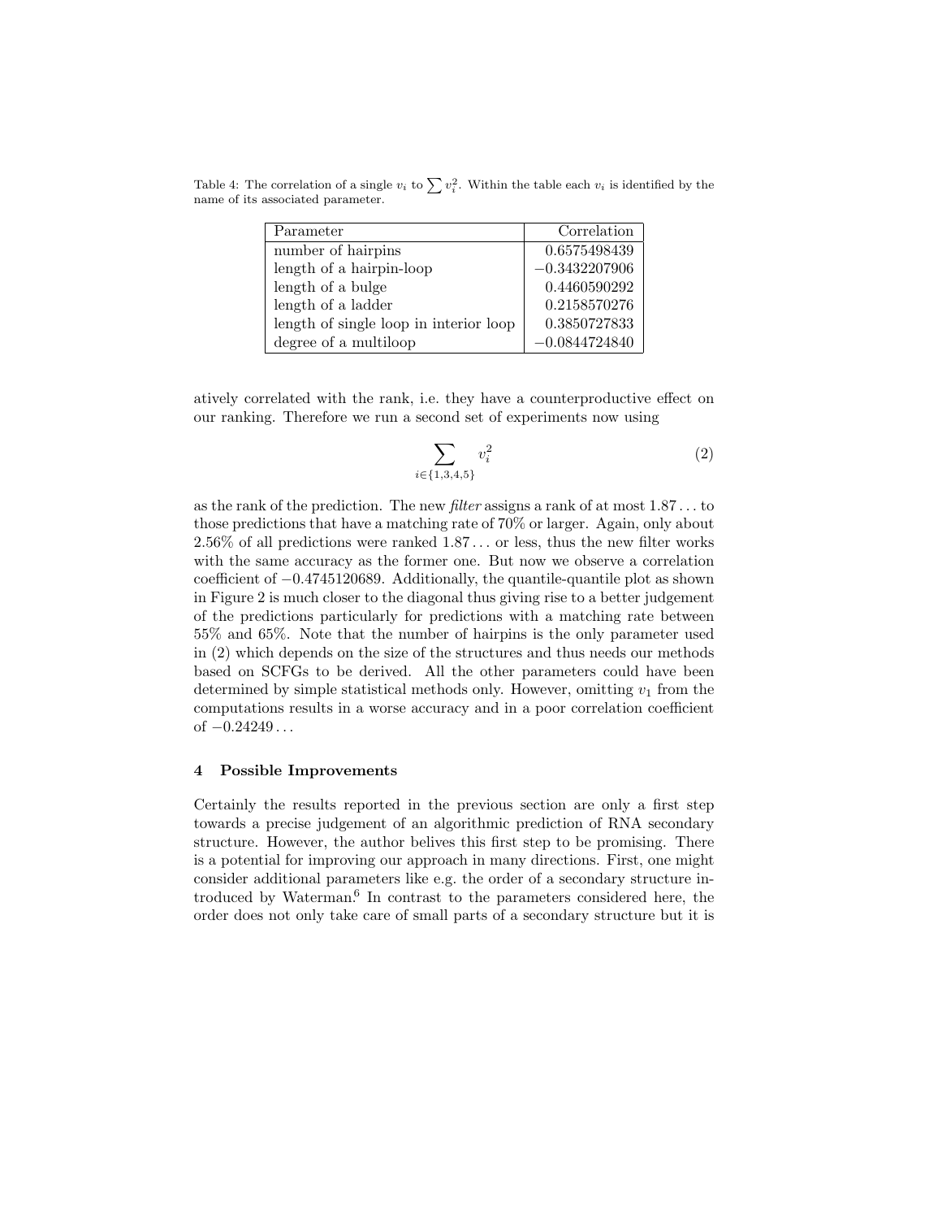Table 4: The correlation of a single $v_i$ to $\sum v_i^2$. Within the table each $v_i$ is identified by the name of its associated parameter.

| Parameter | Correlation |
|---|---|
| number of hairpins | 0.6575498439 |
| length of a hairpin-loop | −0.3432207906 |
| length of a bulge | 0.4460590292 |
| length of a ladder | 0.2158570276 |
| length of single loop in interior loop | 0.3850727833 |
| degree of a multiloop | −0.0844724840 |

atively correlated with the rank, i.e. they have a counterproductive effect on our ranking. Therefore we run a second set of experiments now using

$$\sum_{i\in\{1,3,4,5\}} v_i^2 \tag{2}$$

as the rank of the prediction. The new *filter* assigns a rank of at most $1.87\ldots$ to those predictions that have a matching rate of 70% or larger. Again, only about 2.56% of all predictions were ranked $1.87\ldots$ or less, thus the new filter works with the same accuracy as the former one. But now we observe a correlation coefficient of $-0.4745120689$. Additionally, the quantile-quantile plot as shown in Figure 2 is much closer to the diagonal thus giving rise to a better judgement of the predictions particularly for predictions with a matching rate between 55% and 65%. Note that the number of hairpins is the only parameter used in (2) which depends on the size of the structures and thus needs our methods based on SCFGs to be derived. All the other parameters could have been determined by simple statistical methods only. However, omitting $v_1$ from the computations results in a worse accuracy and in a poor correlation coefficient of $-0.24249\ldots$

## 4 Possible Improvements

Certainly the results reported in the previous section are only a first step towards a precise judgement of an algorithmic prediction of RNA secondary structure. However, the author belives this first step to be promising. There is a potential for improving our approach in many directions. First, one might consider additional parameters like e.g. the order of a secondary structure introduced by Waterman.[6] In contrast to the parameters considered here, the order does not only take care of small parts of a secondary structure but it is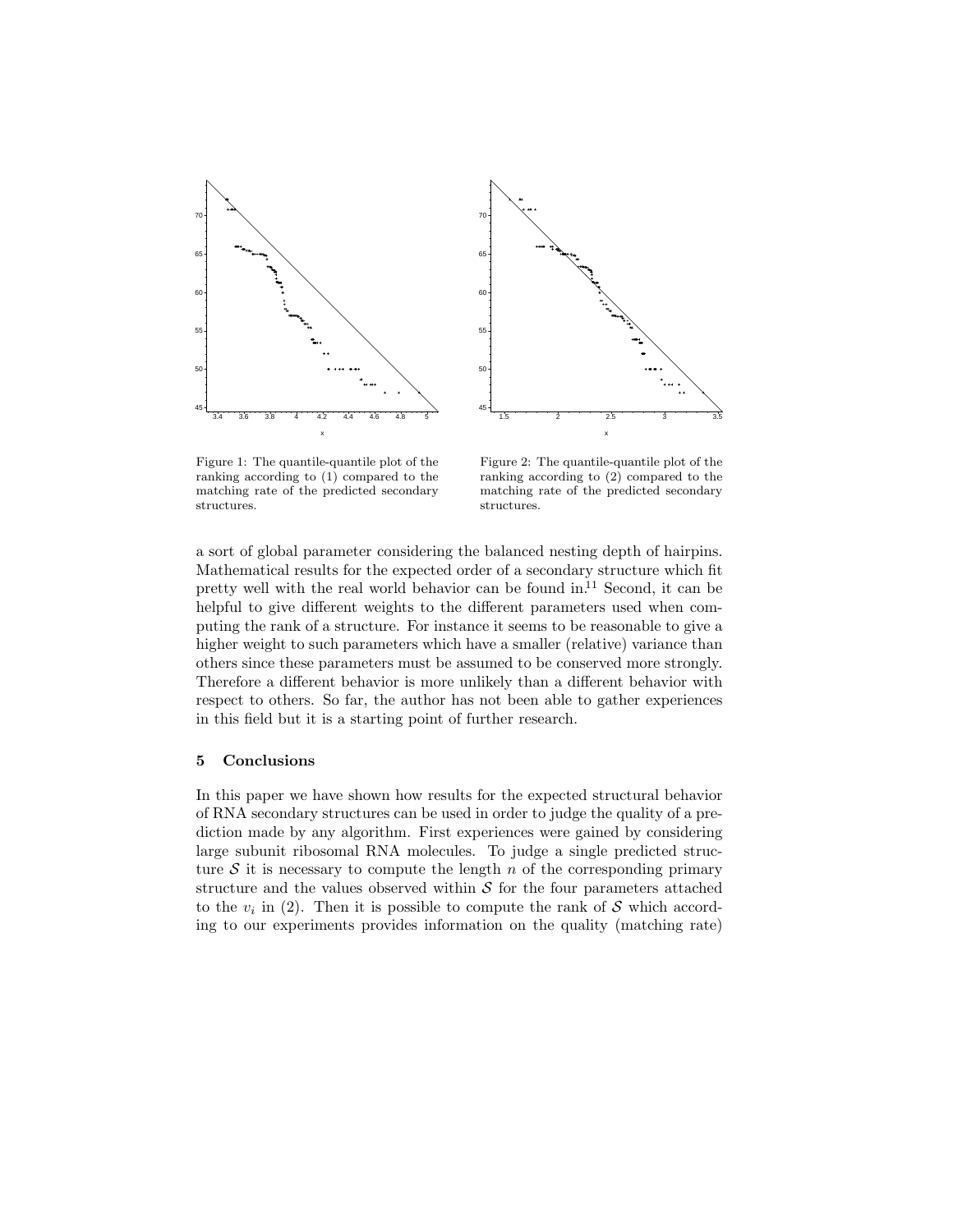70
65
60
55
50
45
3.4 3.6 3.8 4 4.2 4.4 4.6 4.8 5
x

Figure 1: The quantile-quantile plot of the ranking according to (1) compared to the matching rate of the predicted secondary structures.

70
65
60
55
50
45
1.5 2 2.5 3 3.5
x

Figure 2: The quantile-quantile plot of the ranking according to (2) compared to the matching rate of the predicted secondary structures.

a sort of global parameter considering the balanced nesting depth of hairpins. Mathematical results for the expected order of a secondary structure which fit pretty well with the real world behavior can be found in.[11] Second, it can be helpful to give different weights to the different parameters used when computing the rank of a structure. For instance it seems to be reasonable to give a higher weight to such parameters which have a smaller (relative) variance than others since these parameters must be assumed to be conserved more strongly. Therefore a different behavior is more unlikely than a different behavior with respect to others. So far, the author has not been able to gather experiences in this field but it is a starting point of further research.

## 5 Conclusions

In this paper we have shown how results for the expected structural behavior of RNA secondary structures can be used in order to judge the quality of a prediction made by any algorithm. First experiences were gained by considering large subunit ribosomal RNA molecules. To judge a single predicted structure $\mathcal{S}$ it is necessary to compute the length $n$ of the corresponding primary structure and the values observed within $\mathcal{S}$ for the four parameters attached to the $v_i$ in (2). Then it is possible to compute the rank of $\mathcal{S}$ which according to our experiments provides information on the quality (matching rate)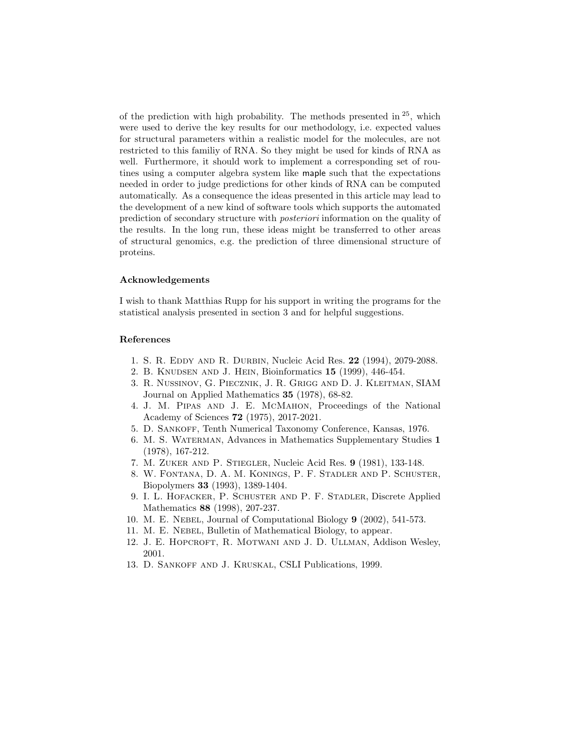of the prediction with high probability. The methods presented in [25], which were used to derive the key results for our methodology, i.e. expected values for structural parameters within a realistic model for the molecules, are not restricted to this familiy of RNA. So they might be used for kinds of RNA as well. Furthermore, it should work to implement a corresponding set of routines using a computer algebra system like maple such that the expectations needed in order to judge predictions for other kinds of RNA can be computed automatically. As a consequence the ideas presented in this article may lead to the development of a new kind of software tools which supports the automated prediction of secondary structure with *posteriori* information on the quality of the results. In the long run, these ideas might be transferred to other areas of structural genomics, e.g. the prediction of three dimensional structure of proteins.

### Acknowledgements

I wish to thank Matthias Rupp for his support in writing the programs for the statistical analysis presented in section 3 and for helpful suggestions.

### References

1. S. R. Eddy and R. Durbin, Nucleic Acid Res. **22** (1994), 2079-2088.
2. B. Knudsen and J. Hein, Bioinformatics **15** (1999), 446-454.
3. R. Nussinov, G. Piecznik, J. R. Grigg and D. J. Kleitman, SIAM Journal on Applied Mathematics **35** (1978), 68-82.
4. J. M. Pipas and J. E. McMahon, Proceedings of the National Academy of Sciences **72** (1975), 2017-2021.
5. D. Sankoff, Tenth Numerical Taxonomy Conference, Kansas, 1976.
6. M. S. Waterman, Advances in Mathematics Supplementary Studies **1** (1978), 167-212.
7. M. Zuker and P. Stiegler, Nucleic Acid Res. **9** (1981), 133-148.
8. W. Fontana, D. A. M. Konings, P. F. Stadler and P. Schuster, Biopolymers **33** (1993), 1389-1404.
9. I. L. Hofacker, P. Schuster and P. F. Stadler, Discrete Applied Mathematics **88** (1998), 207-237.
10. M. E. Nebel, Journal of Computational Biology **9** (2002), 541-573.
11. M. E. Nebel, Bulletin of Mathematical Biology, to appear.
12. J. E. Hopcroft, R. Motwani and J. D. Ullman, Addison Wesley, 2001.
13. D. Sankoff and J. Kruskal, CSLI Publications, 1999.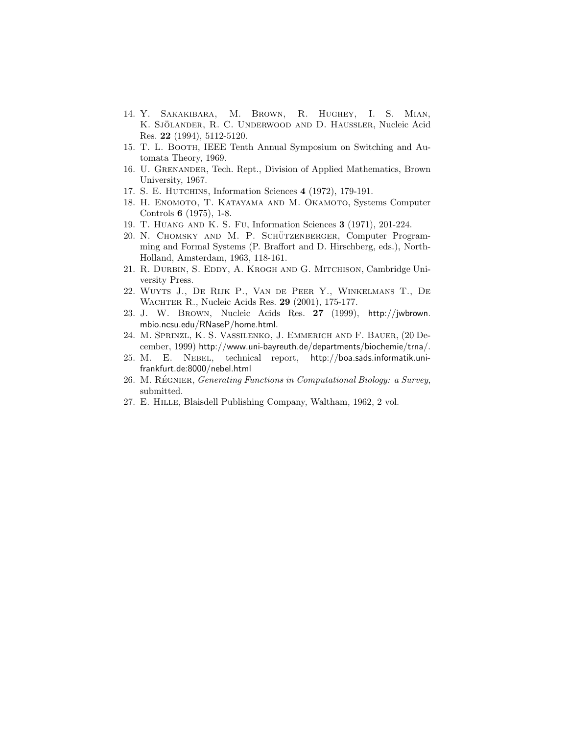14. Y. Sakakibara, M. Brown, R. Hughey, I. S. Mian, K. Sjölander, R. C. Underwood and D. Haussler, Nucleic Acid Res. **22** (1994), 5112-5120.
15. T. L. Booth, IEEE Tenth Annual Symposium on Switching and Automata Theory, 1969.
16. U. Grenander, Tech. Rept., Division of Applied Mathematics, Brown University, 1967.
17. S. E. Hutchins, Information Sciences **4** (1972), 179-191.
18. H. Enomoto, T. Katayama and M. Okamoto, Systems Computer Controls **6** (1975), 1-8.
19. T. Huang and K. S. Fu, Information Sciences **3** (1971), 201-224.
20. N. Chomsky and M. P. Schützenberger, Computer Programming and Formal Systems (P. Braffort and D. Hirschberg, eds.), North-Holland, Amsterdam, 1963, 118-161.
21. R. Durbin, S. Eddy, A. Krogh and G. Mitchison, Cambridge University Press.
22. Wuyts J., De Rijk P., Van de Peer Y., Winkelmans T., De Wachter R., Nucleic Acids Res. **29** (2001), 175-177.
23. J. W. Brown, Nucleic Acids Res. **27** (1999), http://jwbrown.mbio.ncsu.edu/RNaseP/home.html.
24. M. Sprinzl, K. S. Vassilenko, J. Emmerich and F. Bauer, (20 December, 1999) http://www.uni-bayreuth.de/departments/biochemie/trna/.
25. M. E. Nebel, technical report, http://boa.sads.informatik.uni-frankfurt.de:8000/nebel.html
26. M. Régnier, *Generating Functions in Computational Biology: a Survey*, submitted.
27. E. Hille, Blaisdell Publishing Company, Waltham, 1962, 2 vol.